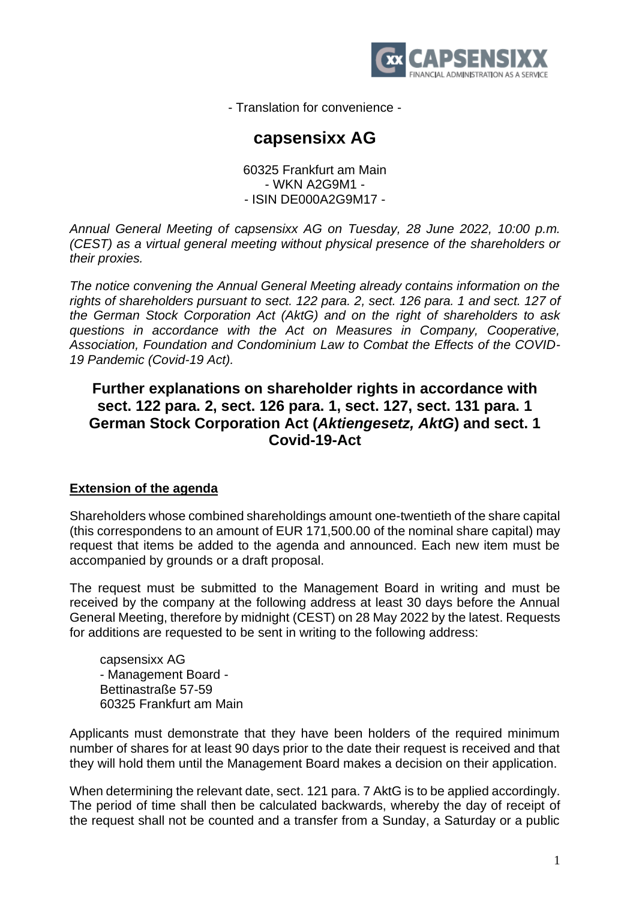- Translation for convenience -

# capsensixx AG

60325 Frankfurt am Main
- WKN A2G9M1 -
- ISIN DE000A2G9M17 -

*Annual General Meeting of capsensixx AG on Tuesday, 28 June 2022, 10:00 p.m. (CEST) as a virtual general meeting without physical presence of the shareholders or their proxies.*

*The notice convening the Annual General Meeting already contains information on the rights of shareholders pursuant to sect. 122 para. 2, sect. 126 para. 1 and sect. 127 of the German Stock Corporation Act (AktG) and on the right of shareholders to ask questions in accordance with the Act on Measures in Company, Cooperative, Association, Foundation and Condominium Law to Combat the Effects of the COVID-19 Pandemic (Covid-19 Act).*

## Further explanations on shareholder rights in accordance with sect. 122 para. 2, sect. 126 para. 1, sect. 127, sect. 131 para. 1 German Stock Corporation Act (*Aktiengesetz, AktG*) and sect. 1 Covid-19-Act

### Extension of the agenda

Shareholders whose combined shareholdings amount one-twentieth of the share capital (this correspondens to an amount of EUR 171,500.00 of the nominal share capital) may request that items be added to the agenda and announced. Each new item must be accompanied by grounds or a draft proposal.

The request must be submitted to the Management Board in writing and must be received by the company at the following address at least 30 days before the Annual General Meeting, therefore by midnight (CEST) on 28 May 2022 by the latest. Requests for additions are requested to be sent in writing to the following address:

capsensixx AG
- Management Board -
Bettinastraße 57-59
60325 Frankfurt am Main

Applicants must demonstrate that they have been holders of the required minimum number of shares for at least 90 days prior to the date their request is received and that they will hold them until the Management Board makes a decision on their application.

When determining the relevant date, sect. 121 para. 7 AktG is to be applied accordingly. The period of time shall then be calculated backwards, whereby the day of receipt of the request shall not be counted and a transfer from a Sunday, a Saturday or a public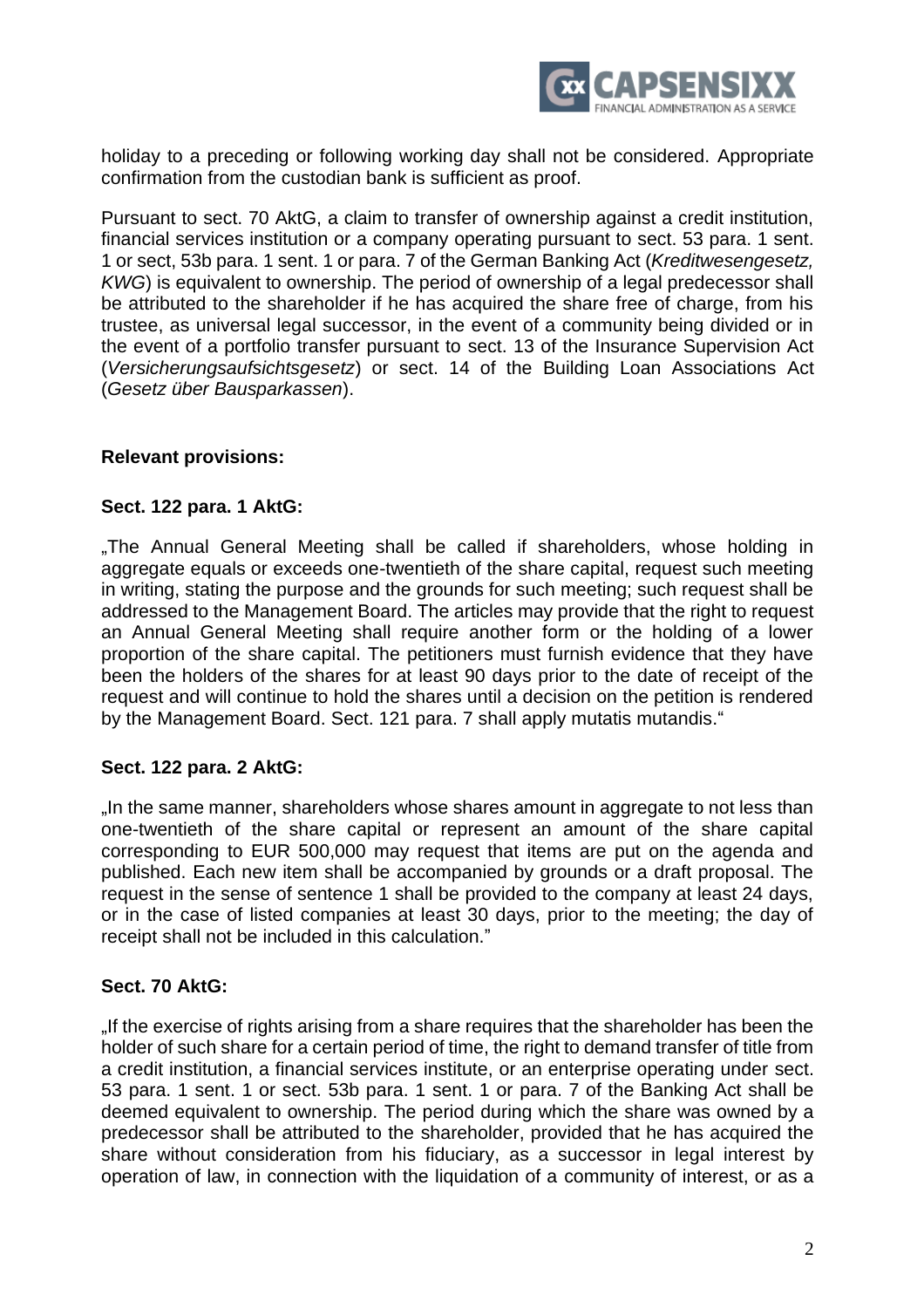holiday to a preceding or following working day shall not be considered. Appropriate confirmation from the custodian bank is sufficient as proof.

Pursuant to sect. 70 AktG, a claim to transfer of ownership against a credit institution, financial services institution or a company operating pursuant to sect. 53 para. 1 sent. 1 or sect, 53b para. 1 sent. 1 or para. 7 of the German Banking Act (*Kreditwesengesetz, KWG*) is equivalent to ownership. The period of ownership of a legal predecessor shall be attributed to the shareholder if he has acquired the share free of charge, from his trustee, as universal legal successor, in the event of a community being divided or in the event of a portfolio transfer pursuant to sect. 13 of the Insurance Supervision Act (*Versicherungsaufsichtsgesetz*) or sect. 14 of the Building Loan Associations Act (*Gesetz über Bausparkassen*).

**Relevant provisions:**

**Sect. 122 para. 1 AktG:**

„The Annual General Meeting shall be called if shareholders, whose holding in aggregate equals or exceeds one-twentieth of the share capital, request such meeting in writing, stating the purpose and the grounds for such meeting; such request shall be addressed to the Management Board. The articles may provide that the right to request an Annual General Meeting shall require another form or the holding of a lower proportion of the share capital. The petitioners must furnish evidence that they have been the holders of the shares for at least 90 days prior to the date of receipt of the request and will continue to hold the shares until a decision on the petition is rendered by the Management Board. Sect. 121 para. 7 shall apply mutatis mutandis."

**Sect. 122 para. 2 AktG:**

„In the same manner, shareholders whose shares amount in aggregate to not less than one-twentieth of the share capital or represent an amount of the share capital corresponding to EUR 500,000 may request that items are put on the agenda and published. Each new item shall be accompanied by grounds or a draft proposal. The request in the sense of sentence 1 shall be provided to the company at least 24 days, or in the case of listed companies at least 30 days, prior to the meeting; the day of receipt shall not be included in this calculation."

**Sect. 70 AktG:**

„If the exercise of rights arising from a share requires that the shareholder has been the holder of such share for a certain period of time, the right to demand transfer of title from a credit institution, a financial services institute, or an enterprise operating under sect. 53 para. 1 sent. 1 or sect. 53b para. 1 sent. 1 or para. 7 of the Banking Act shall be deemed equivalent to ownership. The period during which the share was owned by a predecessor shall be attributed to the shareholder, provided that he has acquired the share without consideration from his fiduciary, as a successor in legal interest by operation of law, in connection with the liquidation of a community of interest, or as a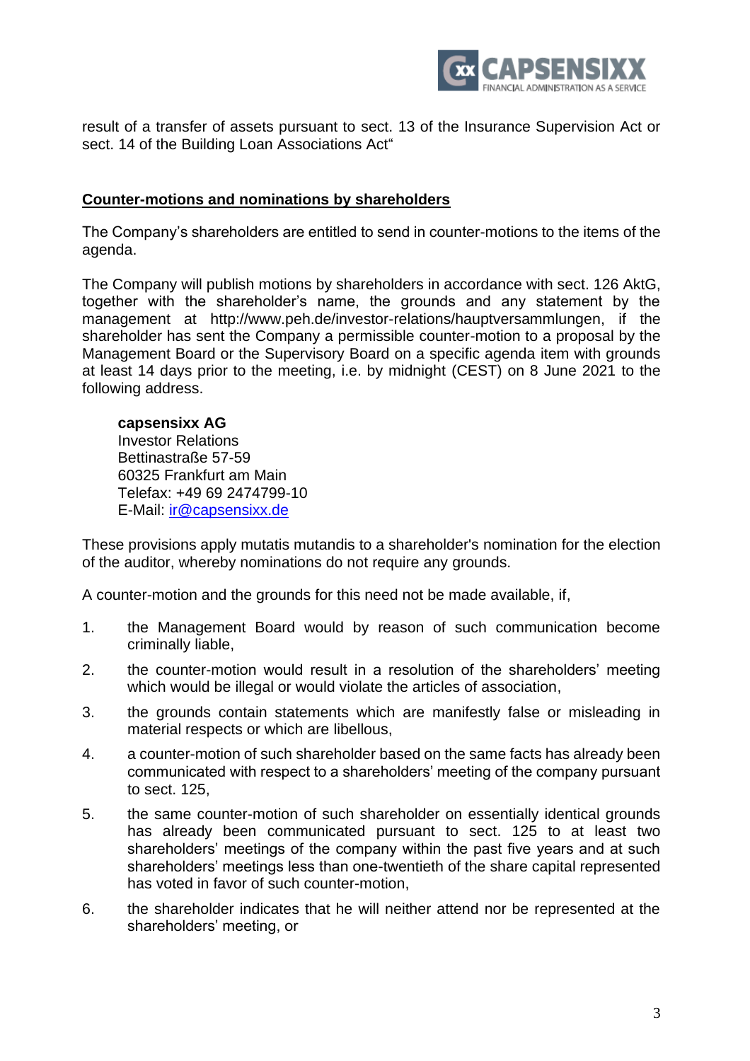result of a transfer of assets pursuant to sect. 13 of the Insurance Supervision Act or sect. 14 of the Building Loan Associations Act“

## Counter-motions and nominations by shareholders

The Company's shareholders are entitled to send in counter-motions to the items of the agenda.

The Company will publish motions by shareholders in accordance with sect. 126 AktG, together with the shareholder's name, the grounds and any statement by the management at http://www.peh.de/investor-relations/hauptversammlungen, if the shareholder has sent the Company a permissible counter-motion to a proposal by the Management Board or the Supervisory Board on a specific agenda item with grounds at least 14 days prior to the meeting, i.e. by midnight (CEST) on 8 June 2021 to the following address.

**capsensixx AG**
Investor Relations
Bettinastraße 57-59
60325 Frankfurt am Main
Telefax: +49 69 2474799-10
E-Mail: ir@capsensixx.de

These provisions apply mutatis mutandis to a shareholder's nomination for the election of the auditor, whereby nominations do not require any grounds.

A counter-motion and the grounds for this need not be made available, if,

1. the Management Board would by reason of such communication become criminally liable,
2. the counter-motion would result in a resolution of the shareholders' meeting which would be illegal or would violate the articles of association,
3. the grounds contain statements which are manifestly false or misleading in material respects or which are libellous,
4. a counter-motion of such shareholder based on the same facts has already been communicated with respect to a shareholders' meeting of the company pursuant to sect. 125,
5. the same counter-motion of such shareholder on essentially identical grounds has already been communicated pursuant to sect. 125 to at least two shareholders' meetings of the company within the past five years and at such shareholders' meetings less than one-twentieth of the share capital represented has voted in favor of such counter-motion,
6. the shareholder indicates that he will neither attend nor be represented at the shareholders' meeting, or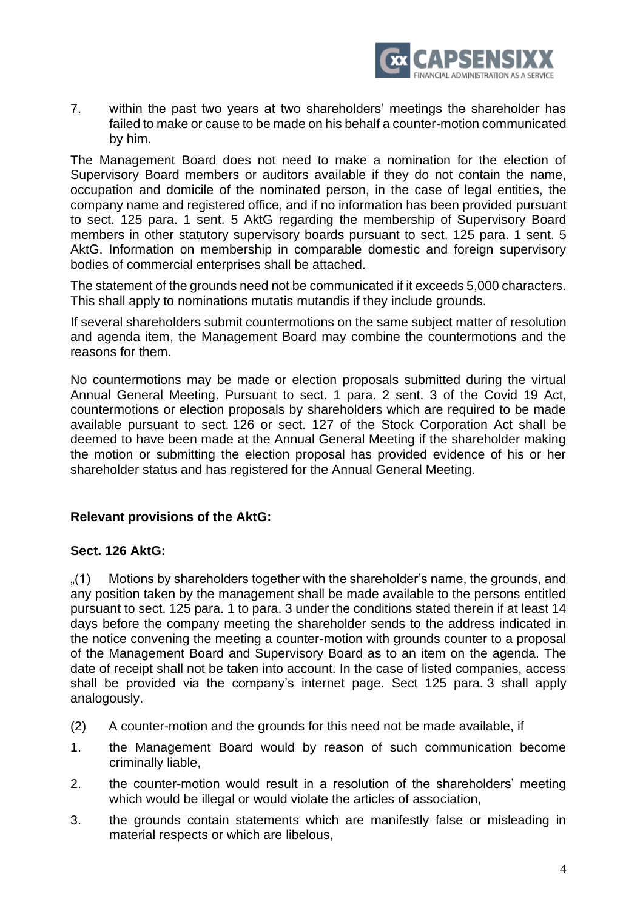7. within the past two years at two shareholders' meetings the shareholder has failed to make or cause to be made on his behalf a counter-motion communicated by him.

The Management Board does not need to make a nomination for the election of Supervisory Board members or auditors available if they do not contain the name, occupation and domicile of the nominated person, in the case of legal entities, the company name and registered office, and if no information has been provided pursuant to sect. 125 para. 1 sent. 5 AktG regarding the membership of Supervisory Board members in other statutory supervisory boards pursuant to sect. 125 para. 1 sent. 5 AktG. Information on membership in comparable domestic and foreign supervisory bodies of commercial enterprises shall be attached.

The statement of the grounds need not be communicated if it exceeds 5,000 characters. This shall apply to nominations mutatis mutandis if they include grounds.

If several shareholders submit countermotions on the same subject matter of resolution and agenda item, the Management Board may combine the countermotions and the reasons for them.

No countermotions may be made or election proposals submitted during the virtual Annual General Meeting. Pursuant to sect. 1 para. 2 sent. 3 of the Covid 19 Act, countermotions or election proposals by shareholders which are required to be made available pursuant to sect. 126 or sect. 127 of the Stock Corporation Act shall be deemed to have been made at the Annual General Meeting if the shareholder making the motion or submitting the election proposal has provided evidence of his or her shareholder status and has registered for the Annual General Meeting.

**Relevant provisions of the AktG:**

**Sect. 126 AktG:**

„(1) Motions by shareholders together with the shareholder's name, the grounds, and any position taken by the management shall be made available to the persons entitled pursuant to sect. 125 para. 1 to para. 3 under the conditions stated therein if at least 14 days before the company meeting the shareholder sends to the address indicated in the notice convening the meeting a counter-motion with grounds counter to a proposal of the Management Board and Supervisory Board as to an item on the agenda. The date of receipt shall not be taken into account. In the case of listed companies, access shall be provided via the company's internet page. Sect 125 para. 3 shall apply analogously.

(2) A counter-motion and the grounds for this need not be made available, if

1. the Management Board would by reason of such communication become criminally liable,
2. the counter-motion would result in a resolution of the shareholders' meeting which would be illegal or would violate the articles of association,
3. the grounds contain statements which are manifestly false or misleading in material respects or which are libelous,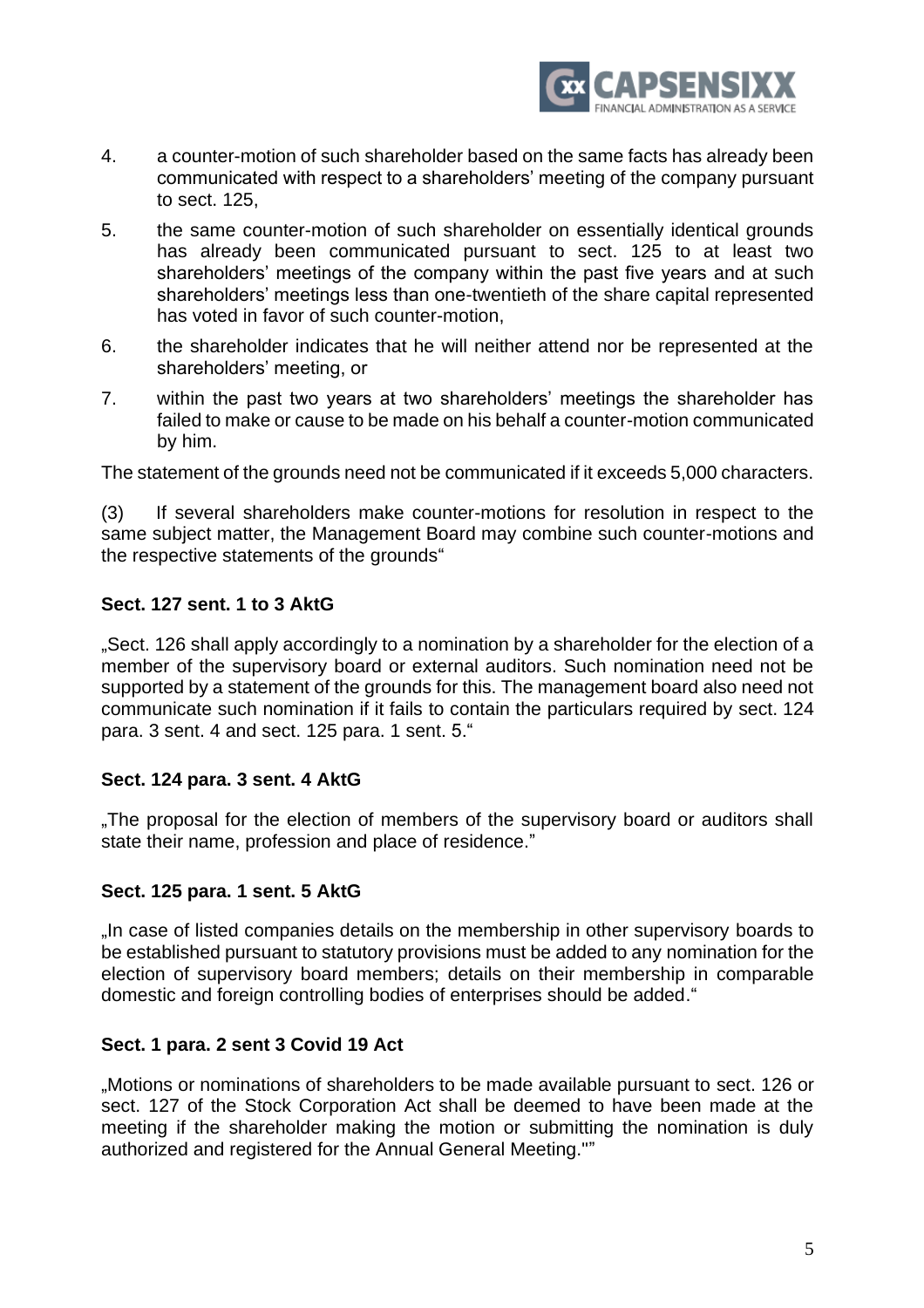4. a counter-motion of such shareholder based on the same facts has already been communicated with respect to a shareholders' meeting of the company pursuant to sect. 125,
5. the same counter-motion of such shareholder on essentially identical grounds has already been communicated pursuant to sect. 125 to at least two shareholders' meetings of the company within the past five years and at such shareholders' meetings less than one-twentieth of the share capital represented has voted in favor of such counter-motion,
6. the shareholder indicates that he will neither attend nor be represented at the shareholders' meeting, or
7. within the past two years at two shareholders' meetings the shareholder has failed to make or cause to be made on his behalf a counter-motion communicated by him.

The statement of the grounds need not be communicated if it exceeds 5,000 characters.

(3) If several shareholders make counter-motions for resolution in respect to the same subject matter, the Management Board may combine such counter-motions and the respective statements of the grounds"

**Sect. 127 sent. 1 to 3 AktG**

„Sect. 126 shall apply accordingly to a nomination by a shareholder for the election of a member of the supervisory board or external auditors. Such nomination need not be supported by a statement of the grounds for this. The management board also need not communicate such nomination if it fails to contain the particulars required by sect. 124 para. 3 sent. 4 and sect. 125 para. 1 sent. 5."

**Sect. 124 para. 3 sent. 4 AktG**

„The proposal for the election of members of the supervisory board or auditors shall state their name, profession and place of residence."

**Sect. 125 para. 1 sent. 5 AktG**

„In case of listed companies details on the membership in other supervisory boards to be established pursuant to statutory provisions must be added to any nomination for the election of supervisory board members; details on their membership in comparable domestic and foreign controlling bodies of enterprises should be added."

**Sect. 1 para. 2 sent 3 Covid 19 Act**

„Motions or nominations of shareholders to be made available pursuant to sect. 126 or sect. 127 of the Stock Corporation Act shall be deemed to have been made at the meeting if the shareholder making the motion or submitting the nomination is duly authorized and registered for the Annual General Meeting.""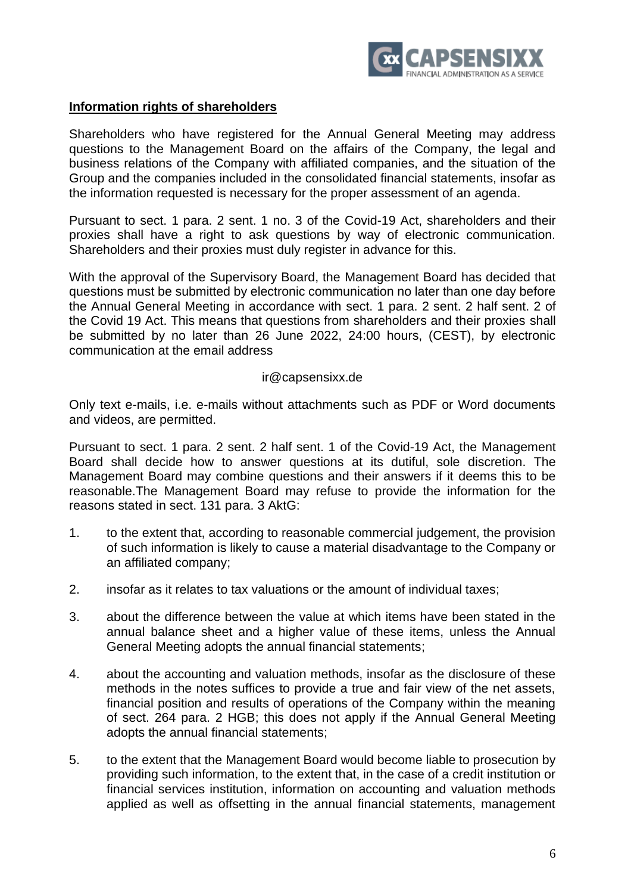**Information rights of shareholders**

Shareholders who have registered for the Annual General Meeting may address questions to the Management Board on the affairs of the Company, the legal and business relations of the Company with affiliated companies, and the situation of the Group and the companies included in the consolidated financial statements, insofar as the information requested is necessary for the proper assessment of an agenda.

Pursuant to sect. 1 para. 2 sent. 1 no. 3 of the Covid-19 Act, shareholders and their proxies shall have a right to ask questions by way of electronic communication. Shareholders and their proxies must duly register in advance for this.

With the approval of the Supervisory Board, the Management Board has decided that questions must be submitted by electronic communication no later than one day before the Annual General Meeting in accordance with sect. 1 para. 2 sent. 2 half sent. 2 of the Covid 19 Act. This means that questions from shareholders and their proxies shall be submitted by no later than 26 June 2022, 24:00 hours, (CEST), by electronic communication at the email address

ir@capsensixx.de

Only text e-mails, i.e. e-mails without attachments such as PDF or Word documents and videos, are permitted.

Pursuant to sect. 1 para. 2 sent. 2 half sent. 1 of the Covid-19 Act, the Management Board shall decide how to answer questions at its dutiful, sole discretion. The Management Board may combine questions and their answers if it deems this to be reasonable.The Management Board may refuse to provide the information for the reasons stated in sect. 131 para. 3 AktG:

1. to the extent that, according to reasonable commercial judgement, the provision of such information is likely to cause a material disadvantage to the Company or an affiliated company;

2. insofar as it relates to tax valuations or the amount of individual taxes;

3. about the difference between the value at which items have been stated in the annual balance sheet and a higher value of these items, unless the Annual General Meeting adopts the annual financial statements;

4. about the accounting and valuation methods, insofar as the disclosure of these methods in the notes suffices to provide a true and fair view of the net assets, financial position and results of operations of the Company within the meaning of sect. 264 para. 2 HGB; this does not apply if the Annual General Meeting adopts the annual financial statements;

5. to the extent that the Management Board would become liable to prosecution by providing such information, to the extent that, in the case of a credit institution or financial services institution, information on accounting and valuation methods applied as well as offsetting in the annual financial statements, management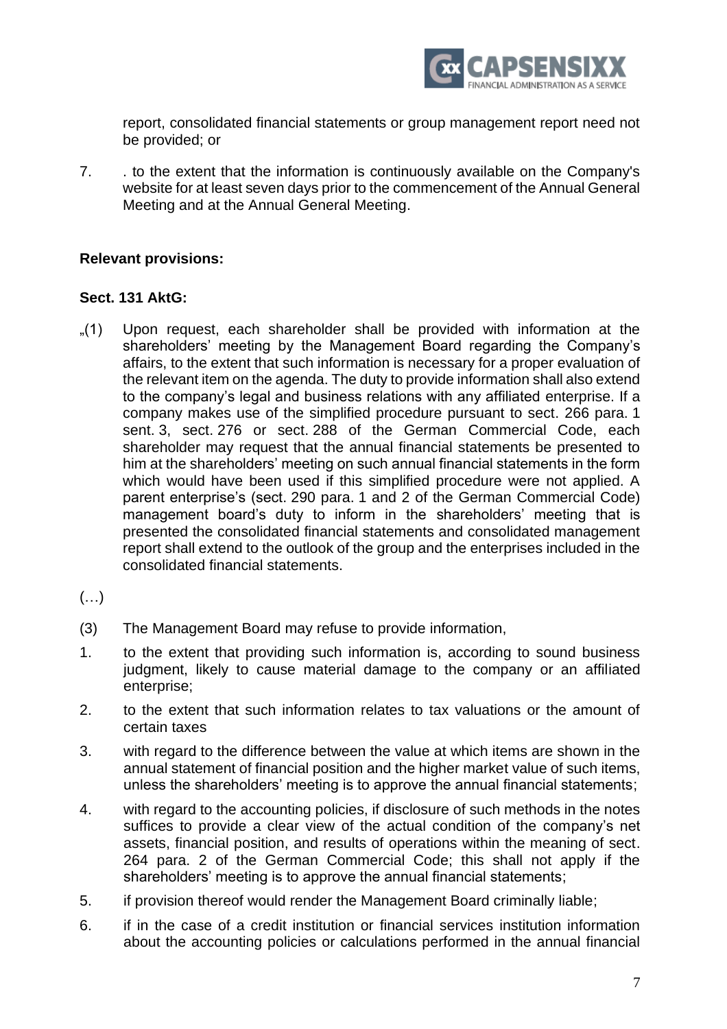report, consolidated financial statements or group management report need not be provided; or

7. . to the extent that the information is continuously available on the Company's website for at least seven days prior to the commencement of the Annual General Meeting and at the Annual General Meeting.

**Relevant provisions:**

**Sect. 131 AktG:**

„(1) Upon request, each shareholder shall be provided with information at the shareholders' meeting by the Management Board regarding the Company's affairs, to the extent that such information is necessary for a proper evaluation of the relevant item on the agenda. The duty to provide information shall also extend to the company's legal and business relations with any affiliated enterprise. If a company makes use of the simplified procedure pursuant to sect. 266 para. 1 sent. 3, sect. 276 or sect. 288 of the German Commercial Code, each shareholder may request that the annual financial statements be presented to him at the shareholders' meeting on such annual financial statements in the form which would have been used if this simplified procedure were not applied. A parent enterprise's (sect. 290 para. 1 and 2 of the German Commercial Code) management board's duty to inform in the shareholders' meeting that is presented the consolidated financial statements and consolidated management report shall extend to the outlook of the group and the enterprises included in the consolidated financial statements.

(…)

(3) The Management Board may refuse to provide information,

1. to the extent that providing such information is, according to sound business judgment, likely to cause material damage to the company or an affiliated enterprise;
2. to the extent that such information relates to tax valuations or the amount of certain taxes
3. with regard to the difference between the value at which items are shown in the annual statement of financial position and the higher market value of such items, unless the shareholders' meeting is to approve the annual financial statements;
4. with regard to the accounting policies, if disclosure of such methods in the notes suffices to provide a clear view of the actual condition of the company's net assets, financial position, and results of operations within the meaning of sect. 264 para. 2 of the German Commercial Code; this shall not apply if the shareholders' meeting is to approve the annual financial statements;
5. if provision thereof would render the Management Board criminally liable;
6. if in the case of a credit institution or financial services institution information about the accounting policies or calculations performed in the annual financial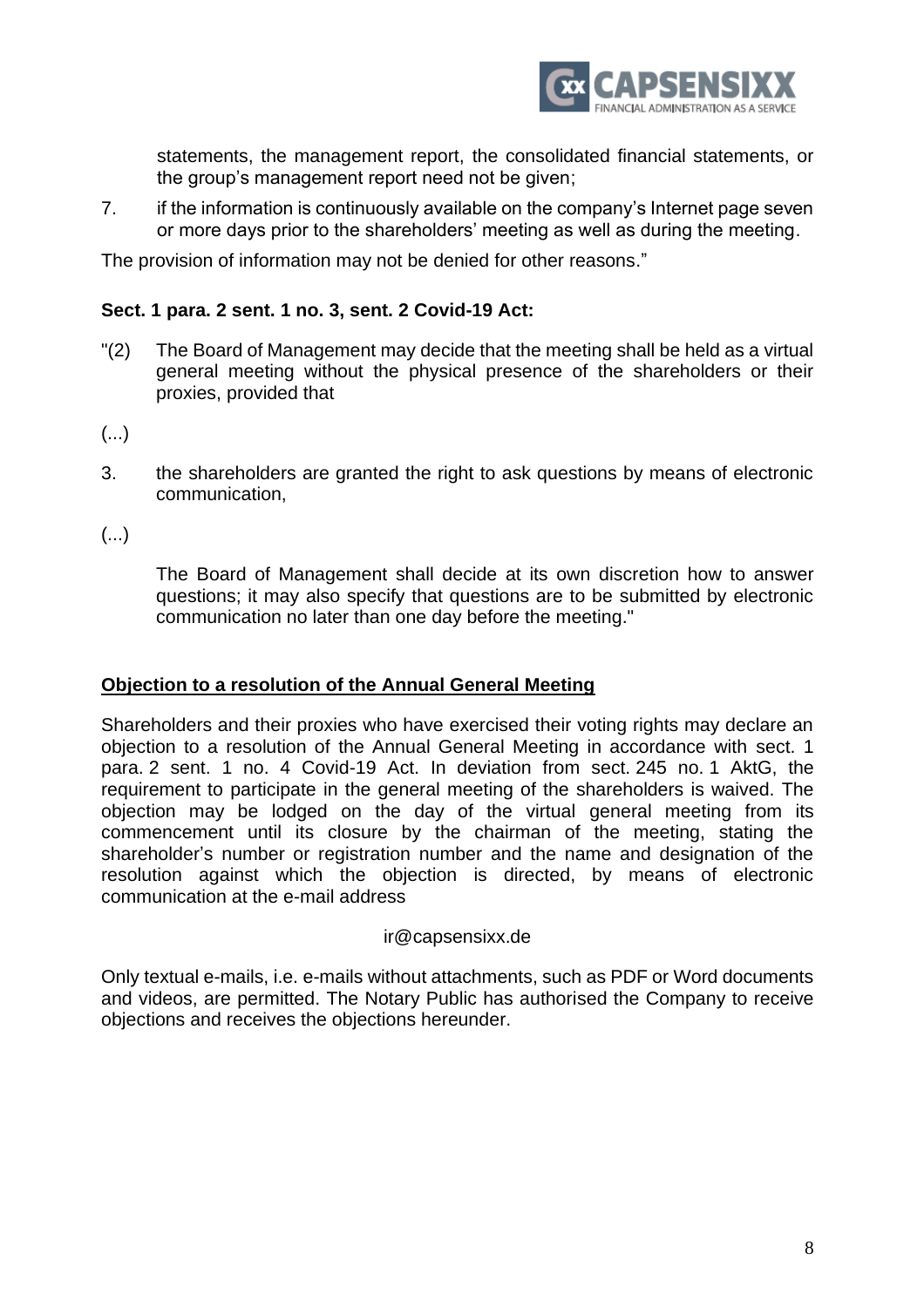statements, the management report, the consolidated financial statements, or the group's management report need not be given;

7. if the information is continuously available on the company's Internet page seven or more days prior to the shareholders' meeting as well as during the meeting.

The provision of information may not be denied for other reasons."

**Sect. 1 para. 2 sent. 1 no. 3, sent. 2 Covid-19 Act:**

"(2) The Board of Management may decide that the meeting shall be held as a virtual general meeting without the physical presence of the shareholders or their proxies, provided that

(...)

3. the shareholders are granted the right to ask questions by means of electronic communication,

(...)

The Board of Management shall decide at its own discretion how to answer questions; it may also specify that questions are to be submitted by electronic communication no later than one day before the meeting."

**Objection to a resolution of the Annual General Meeting**

Shareholders and their proxies who have exercised their voting rights may declare an objection to a resolution of the Annual General Meeting in accordance with sect. 1 para. 2 sent. 1 no. 4 Covid-19 Act. In deviation from sect. 245 no. 1 AktG, the requirement to participate in the general meeting of the shareholders is waived. The objection may be lodged on the day of the virtual general meeting from its commencement until its closure by the chairman of the meeting, stating the shareholder's number or registration number and the name and designation of the resolution against which the objection is directed, by means of electronic communication at the e-mail address

ir@capsensixx.de

Only textual e-mails, i.e. e-mails without attachments, such as PDF or Word documents and videos, are permitted. The Notary Public has authorised the Company to receive objections and receives the objections hereunder.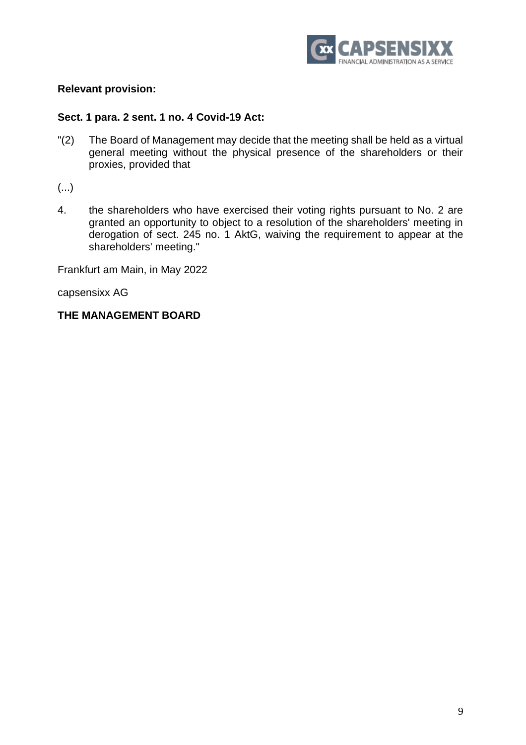**Relevant provision:**

**Sect. 1 para. 2 sent. 1 no. 4 Covid-19 Act:**

"(2) The Board of Management may decide that the meeting shall be held as a virtual general meeting without the physical presence of the shareholders or their proxies, provided that

(...)

4. the shareholders who have exercised their voting rights pursuant to No. 2 are granted an opportunity to object to a resolution of the shareholders' meeting in derogation of sect. 245 no. 1 AktG, waiving the requirement to appear at the shareholders' meeting."

Frankfurt am Main, in May 2022

capsensixx AG

**THE MANAGEMENT BOARD**